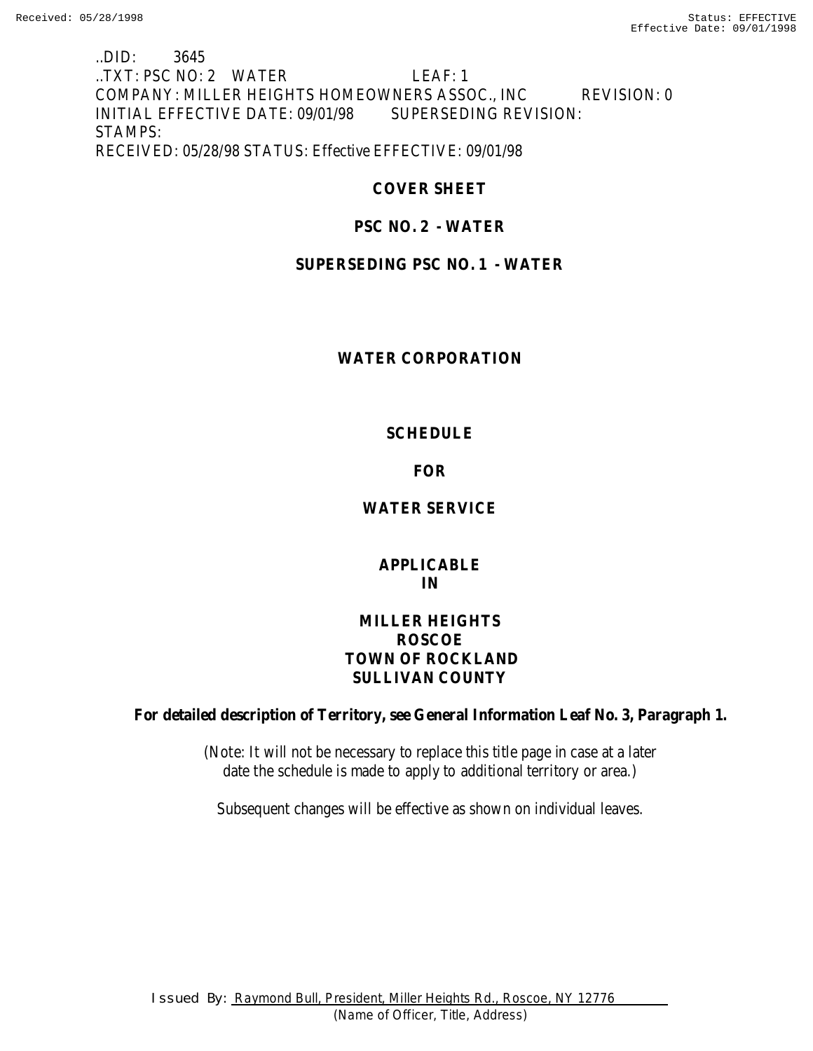..DID: 3645
..TXT: PSC NO: 2 WATER LEAF: 1
COMPANY: MILLER HEIGHTS HOMEOWNERS ASSOC., INC REVISION: 0
INITIAL EFFECTIVE DATE: 09/01/98 SUPERSEDING REVISION:
STAMPS:
RECEIVED: 05/28/98 STATUS: Effective EFFECTIVE: 09/01/98

**COVER SHEET**

**PSC NO. 2 - WATER**

**SUPERSEDING PSC NO. 1 - WATER**

**WATER CORPORATION**

**SCHEDULE**

**FOR**

**WATER SERVICE**

**APPLICABLE**
**IN**

**MILLER HEIGHTS**
**ROSCOE**
**TOWN OF ROCKLAND**
**SULLIVAN COUNTY**

**For detailed description of Territory, see General Information Leaf No. 3, Paragraph 1.**

(Note: It will not be necessary to replace this title page in case at a later date the schedule is made to apply to additional territory or area.)

Subsequent changes will be effective as shown on individual leaves.

Issued By: Raymond Bull, President, Miller Heights Rd., Roscoe, NY 12776
(Name of Officer, Title, Address)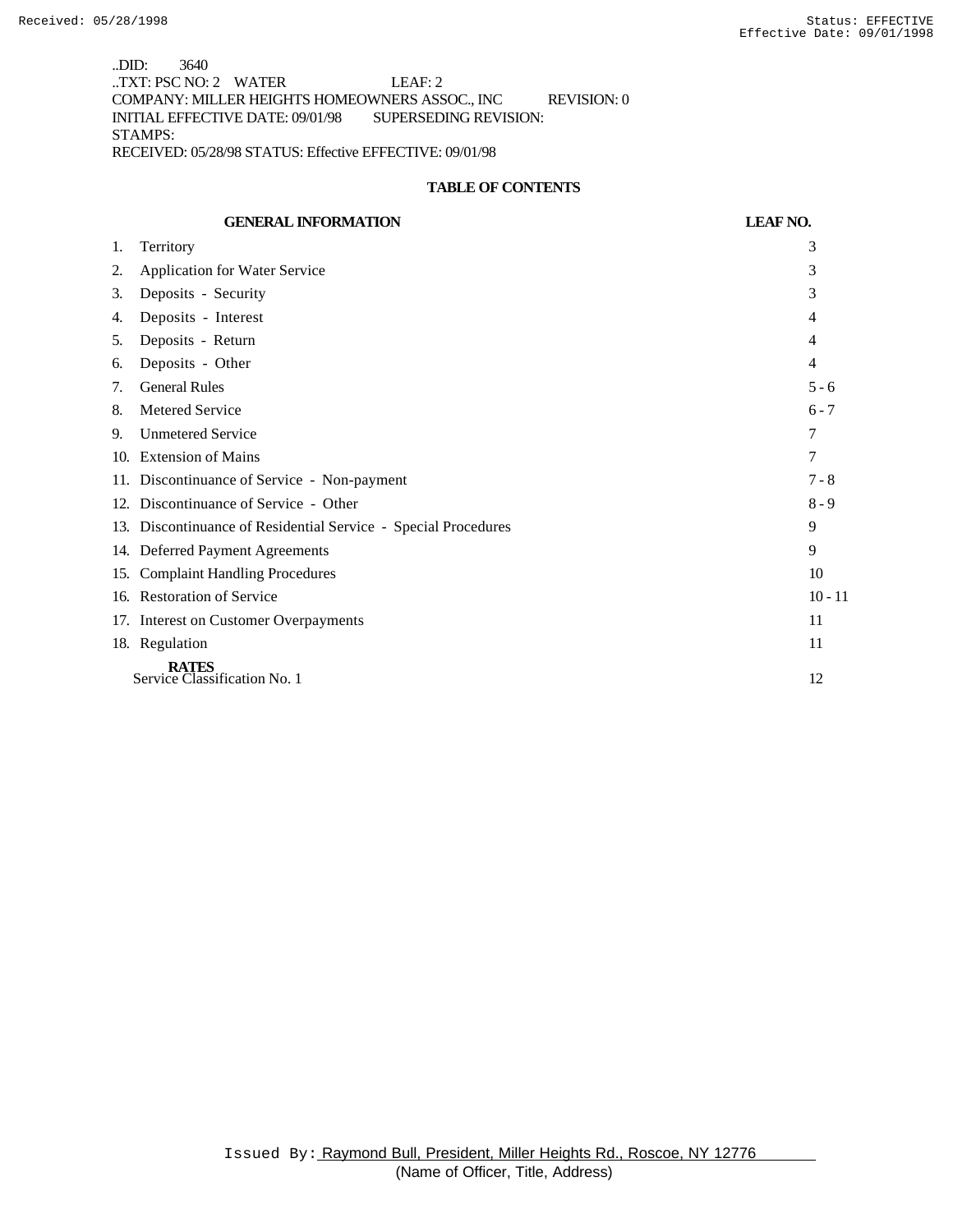..DID: 3640
..TXT: PSC NO: 2 WATER LEAF: 2
COMPANY: MILLER HEIGHTS HOMEOWNERS ASSOC., INC REVISION: 0
INITIAL EFFECTIVE DATE: 09/01/98 SUPERSEDING REVISION:
STAMPS:
RECEIVED: 05/28/98 STATUS: Effective EFFECTIVE: 09/01/98

## TABLE OF CONTENTS

| GENERAL INFORMATION | LEAF NO. |
|---|---|
| 1. Territory | 3 |
| 2. Application for Water Service | 3 |
| 3. Deposits - Security | 3 |
| 4. Deposits - Interest | 4 |
| 5. Deposits - Return | 4 |
| 6. Deposits - Other | 4 |
| 7. General Rules | 5 - 6 |
| 8. Metered Service | 6 - 7 |
| 9. Unmetered Service | 7 |
| 10. Extension of Mains | 7 |
| 11. Discontinuance of Service - Non-payment | 7 - 8 |
| 12. Discontinuance of Service - Other | 8 - 9 |
| 13. Discontinuance of Residential Service - Special Procedures | 9 |
| 14. Deferred Payment Agreements | 9 |
| 15. Complaint Handling Procedures | 10 |
| 16. Restoration of Service | 10 - 11 |
| 17. Interest on Customer Overpayments | 11 |
| 18. Regulation | 11 |
| **RATES** | |
| Service Classification No. 1 | 12 |

Issued By: Raymond Bull, President, Miller Heights Rd., Roscoe, NY 12776
(Name of Officer, Title, Address)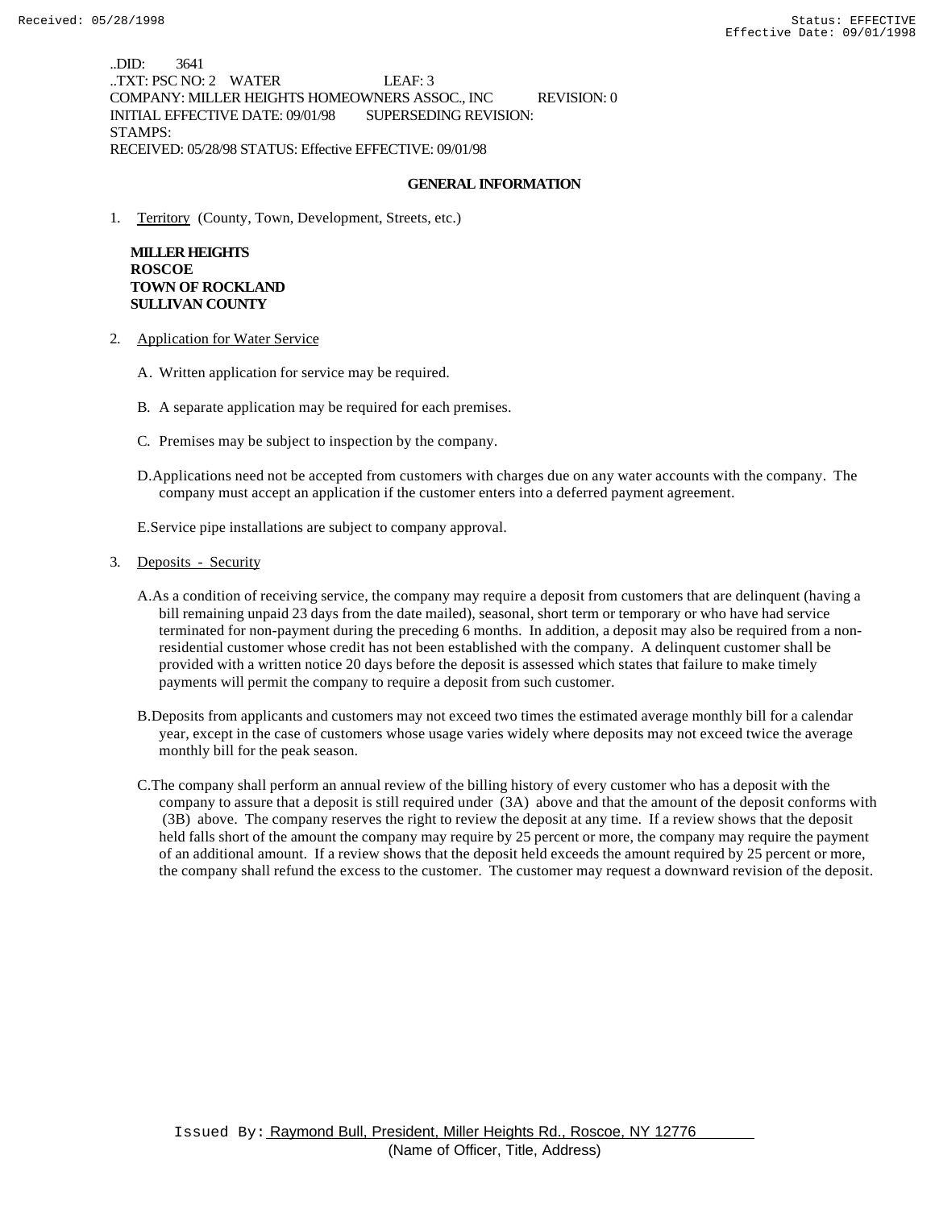..DID: 3641
..TXT: PSC NO: 2 WATER LEAF: 3
COMPANY: MILLER HEIGHTS HOMEOWNERS ASSOC., INC REVISION: 0
INITIAL EFFECTIVE DATE: 09/01/98 SUPERSEDING REVISION:
STAMPS:
RECEIVED: 05/28/98 STATUS: Effective EFFECTIVE: 09/01/98

## GENERAL INFORMATION

1. Territory (County, Town, Development, Streets, etc.)

   **MILLER HEIGHTS**
   **ROSCOE**
   **TOWN OF ROCKLAND**
   **SULLIVAN COUNTY**

2. Application for Water Service

   A. Written application for service may be required.

   B. A separate application may be required for each premises.

   C. Premises may be subject to inspection by the company.

   D. Applications need not be accepted from customers with charges due on any water accounts with the company. The company must accept an application if the customer enters into a deferred payment agreement.

   E. Service pipe installations are subject to company approval.

3. Deposits - Security

   A. As a condition of receiving service, the company may require a deposit from customers that are delinquent (having a bill remaining unpaid 23 days from the date mailed), seasonal, short term or temporary or who have had service terminated for non-payment during the preceding 6 months. In addition, a deposit may also be required from a non-residential customer whose credit has not been established with the company. A delinquent customer shall be provided with a written notice 20 days before the deposit is assessed which states that failure to make timely payments will permit the company to require a deposit from such customer.

   B. Deposits from applicants and customers may not exceed two times the estimated average monthly bill for a calendar year, except in the case of customers whose usage varies widely where deposits may not exceed twice the average monthly bill for the peak season.

   C. The company shall perform an annual review of the billing history of every customer who has a deposit with the company to assure that a deposit is still required under (3A) above and that the amount of the deposit conforms with (3B) above. The company reserves the right to review the deposit at any time. If a review shows that the deposit held falls short of the amount the company may require by 25 percent or more, the company may require the payment of an additional amount. If a review shows that the deposit held exceeds the amount required by 25 percent or more, the company shall refund the excess to the customer. The customer may request a downward revision of the deposit.

Issued By: Raymond Bull, President, Miller Heights Rd., Roscoe, NY 12776
(Name of Officer, Title, Address)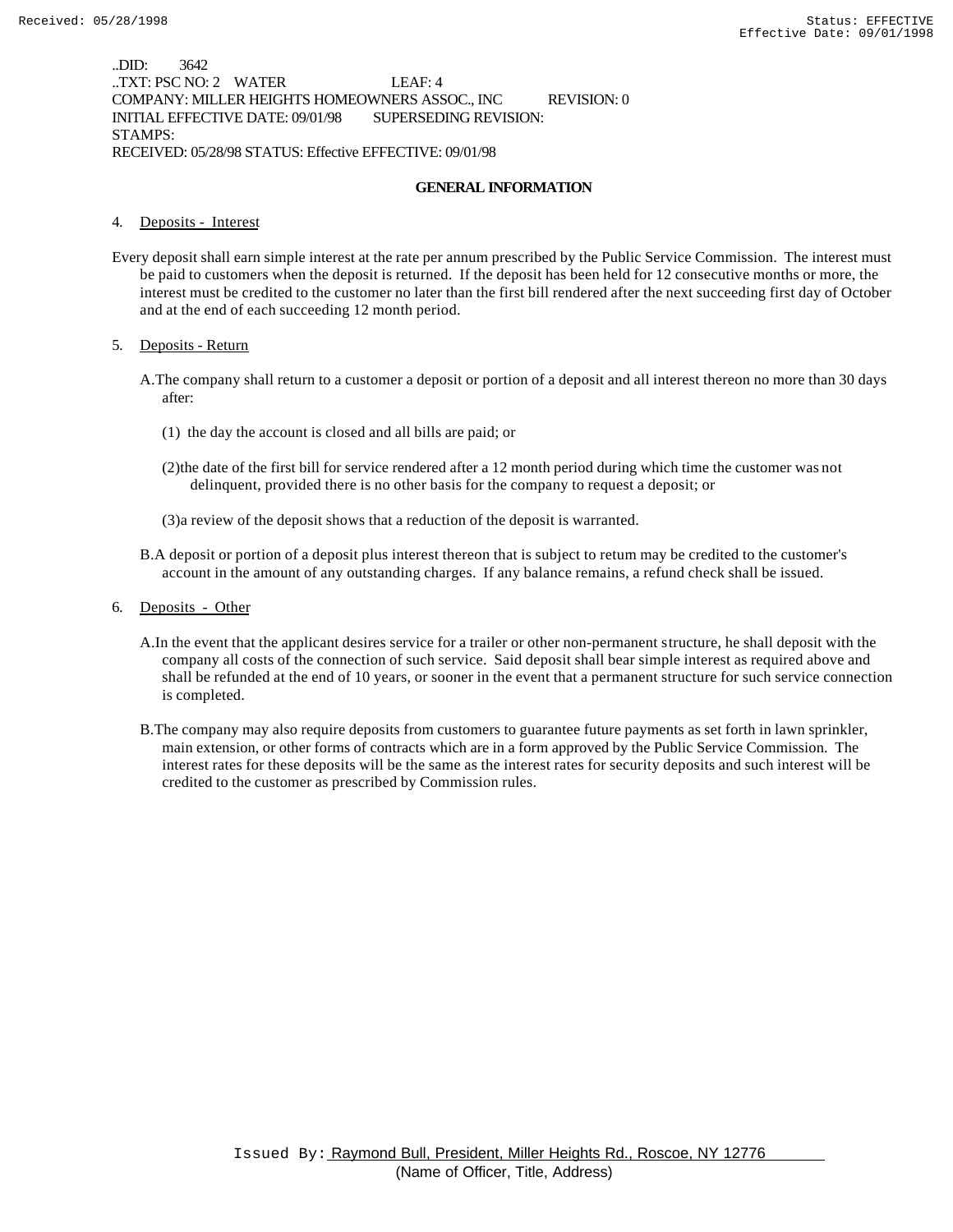..DID: 3642
..TXT: PSC NO: 2 WATER LEAF: 4
COMPANY: MILLER HEIGHTS HOMEOWNERS ASSOC., INC REVISION: 0
INITIAL EFFECTIVE DATE: 09/01/98 SUPERSEDING REVISION:
STAMPS:
RECEIVED: 05/28/98 STATUS: Effective EFFECTIVE: 09/01/98

## GENERAL INFORMATION

4. Deposits - Interest

Every deposit shall earn simple interest at the rate per annum prescribed by the Public Service Commission. The interest must be paid to customers when the deposit is returned. If the deposit has been held for 12 consecutive months or more, the interest must be credited to the customer no later than the first bill rendered after the next succeeding first day of October and at the end of each succeeding 12 month period.

5. Deposits - Return

A. The company shall return to a customer a deposit or portion of a deposit and all interest thereon no more than 30 days after:

(1) the day the account is closed and all bills are paid; or

(2) the date of the first bill for service rendered after a 12 month period during which time the customer was not delinquent, provided there is no other basis for the company to request a deposit; or

(3) a review of the deposit shows that a reduction of the deposit is warranted.

B. A deposit or portion of a deposit plus interest thereon that is subject to retum may be credited to the customer's account in the amount of any outstanding charges. If any balance remains, a refund check shall be issued.

6. Deposits - Other

A. In the event that the applicant desires service for a trailer or other non-permanent structure, he shall deposit with the company all costs of the connection of such service. Said deposit shall bear simple interest as required above and shall be refunded at the end of 10 years, or sooner in the event that a permanent structure for such service connection is completed.

B. The company may also require deposits from customers to guarantee future payments as set forth in lawn sprinkler, main extension, or other forms of contracts which are in a form approved by the Public Service Commission. The interest rates for these deposits will be the same as the interest rates for security deposits and such interest will be credited to the customer as prescribed by Commission rules.

Issued By: Raymond Bull, President, Miller Heights Rd., Roscoe, NY 12776
(Name of Officer, Title, Address)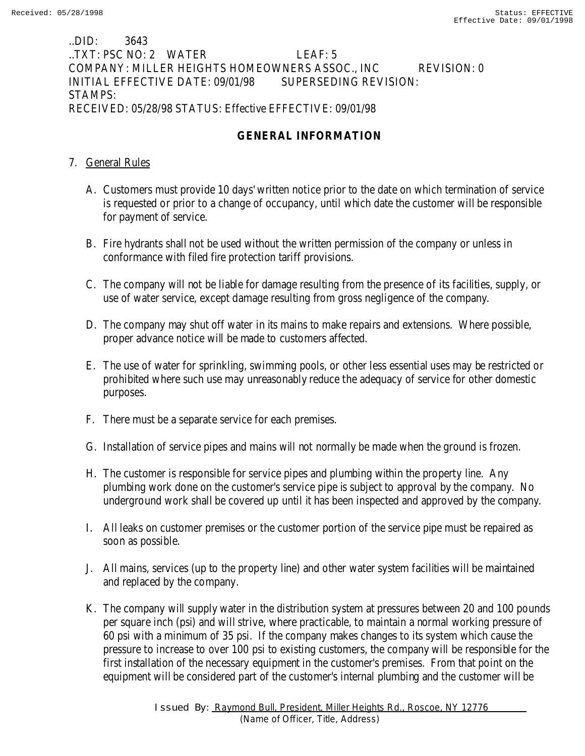..DID: 3643
..TXT: PSC NO: 2 WATER LEAF: 5
COMPANY: MILLER HEIGHTS HOMEOWNERS ASSOC., INC REVISION: 0
INITIAL EFFECTIVE DATE: 09/01/98 SUPERSEDING REVISION:
STAMPS:
RECEIVED: 05/28/98 STATUS: Effective EFFECTIVE: 09/01/98

## GENERAL INFORMATION

7. General Rules

   A. Customers must provide 10 days' written notice prior to the date on which termination of service is requested or prior to a change of occupancy, until which date the customer will be responsible for payment of service.

   B. Fire hydrants shall not be used without the written permission of the company or unless in conformance with filed fire protection tariff provisions.

   C. The company will not be liable for damage resulting from the presence of its facilities, supply, or use of water service, except damage resulting from gross negligence of the company.

   D. The company may shut off water in its mains to make repairs and extensions. Where possible, proper advance notice will be made to customers affected.

   E. The use of water for sprinkling, swimming pools, or other less essential uses may be restricted or prohibited where such use may unreasonably reduce the adequacy of service for other domestic purposes.

   F. There must be a separate service for each premises.

   G. Installation of service pipes and mains will not normally be made when the ground is frozen.

   H. The customer is responsible for service pipes and plumbing within the property line. Any plumbing work done on the customer's service pipe is subject to approval by the company. No underground work shall be covered up until it has been inspected and approved by the company.

   I. All leaks on customer premises or the customer portion of the service pipe must be repaired as soon as possible.

   J. All mains, services (up to the property line) and other water system facilities will be maintained and replaced by the company.

   K. The company will supply water in the distribution system at pressures between 20 and 100 pounds per square inch (psi) and will strive, where practicable, to maintain a normal working pressure of 60 psi with a minimum of 35 psi. If the company makes changes to its system which cause the pressure to increase to over 100 psi to existing customers, the company will be responsible for the first installation of the necessary equipment in the customer's premises. From that point on the equipment will be considered part of the customer's internal plumbing and the customer will be

Issued By: Raymond Bull, President, Miller Heights Rd., Roscoe, NY 12776
(Name of Officer, Title, Address)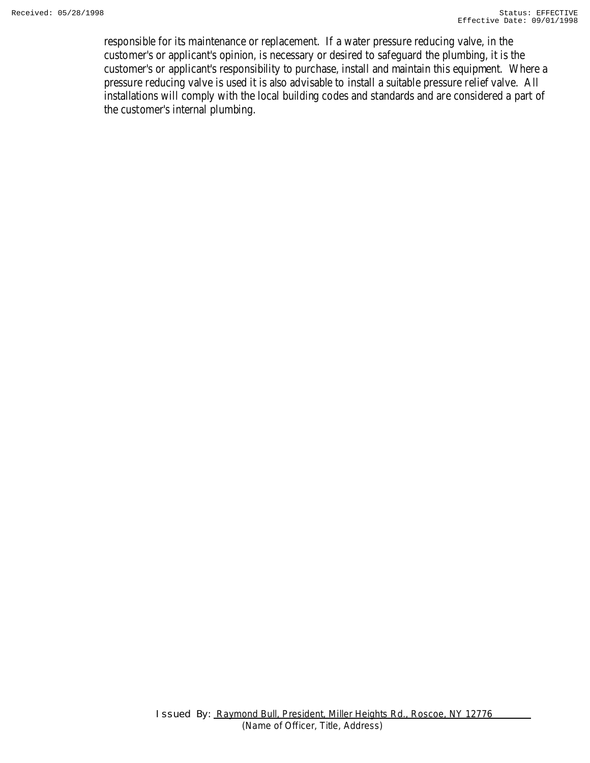responsible for its maintenance or replacement. If a water pressure reducing valve, in the customer's or applicant's opinion, is necessary or desired to safeguard the plumbing, it is the customer's or applicant's responsibility to purchase, install and maintain this equipment. Where a pressure reducing valve is used it is also advisable to install a suitable pressure relief valve. All installations will comply with the local building codes and standards and are considered a part of the customer's internal plumbing.

Issued By: Raymond Bull, President, Miller Heights Rd., Roscoe, NY 12776
(Name of Officer, Title, Address)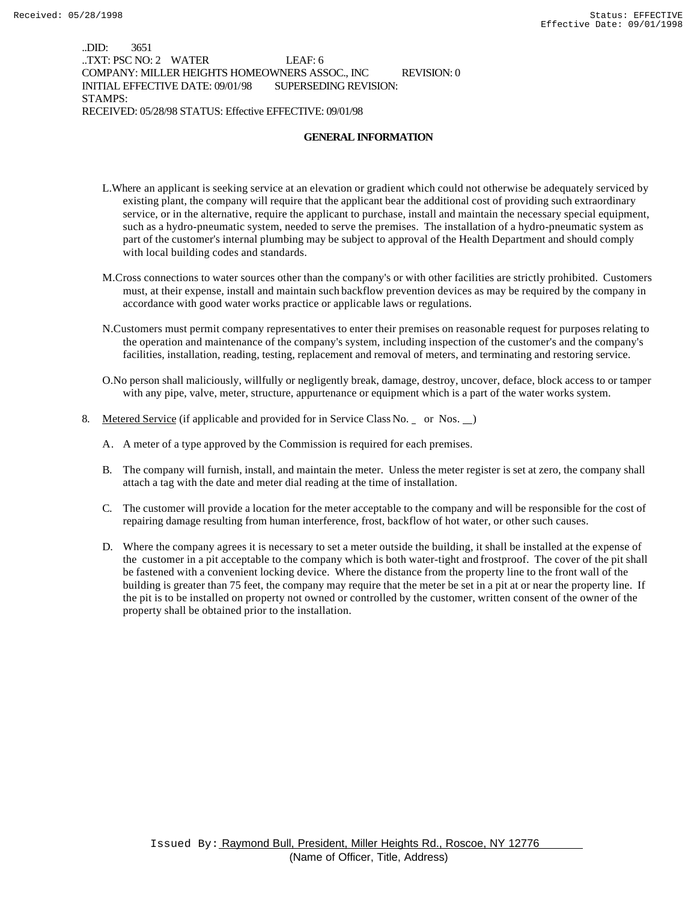..DID: 3651
..TXT: PSC NO: 2 WATER LEAF: 6
COMPANY: MILLER HEIGHTS HOMEOWNERS ASSOC., INC REVISION: 0
INITIAL EFFECTIVE DATE: 09/01/98 SUPERSEDING REVISION:
STAMPS:
RECEIVED: 05/28/98 STATUS: Effective EFFECTIVE: 09/01/98

## GENERAL INFORMATION

L. Where an applicant is seeking service at an elevation or gradient which could not otherwise be adequately serviced by existing plant, the company will require that the applicant bear the additional cost of providing such extraordinary service, or in the alternative, require the applicant to purchase, install and maintain the necessary special equipment, such as a hydro-pneumatic system, needed to serve the premises. The installation of a hydro-pneumatic system as part of the customer's internal plumbing may be subject to approval of the Health Department and should comply with local building codes and standards.

M. Cross connections to water sources other than the company's or with other facilities are strictly prohibited. Customers must, at their expense, install and maintain such backflow prevention devices as may be required by the company in accordance with good water works practice or applicable laws or regulations.

N. Customers must permit company representatives to enter their premises on reasonable request for purposes relating to the operation and maintenance of the company's system, including inspection of the customer's and the company's facilities, installation, reading, testing, replacement and removal of meters, and terminating and restoring service.

O. No person shall maliciously, willfully or negligently break, damage, destroy, uncover, deface, block access to or tamper with any pipe, valve, meter, structure, appurtenance or equipment which is a part of the water works system.

8. Metered Service (if applicable and provided for in Service Class No. _ or Nos. __)

A. A meter of a type approved by the Commission is required for each premises.

B. The company will furnish, install, and maintain the meter. Unless the meter register is set at zero, the company shall attach a tag with the date and meter dial reading at the time of installation.

C. The customer will provide a location for the meter acceptable to the company and will be responsible for the cost of repairing damage resulting from human interference, frost, backflow of hot water, or other such causes.

D. Where the company agrees it is necessary to set a meter outside the building, it shall be installed at the expense of the customer in a pit acceptable to the company which is both water-tight and frostproof. The cover of the pit shall be fastened with a convenient locking device. Where the distance from the property line to the front wall of the building is greater than 75 feet, the company may require that the meter be set in a pit at or near the property line. If the pit is to be installed on property not owned or controlled by the customer, written consent of the owner of the property shall be obtained prior to the installation.

Issued By: Raymond Bull, President, Miller Heights Rd., Roscoe, NY 12776
(Name of Officer, Title, Address)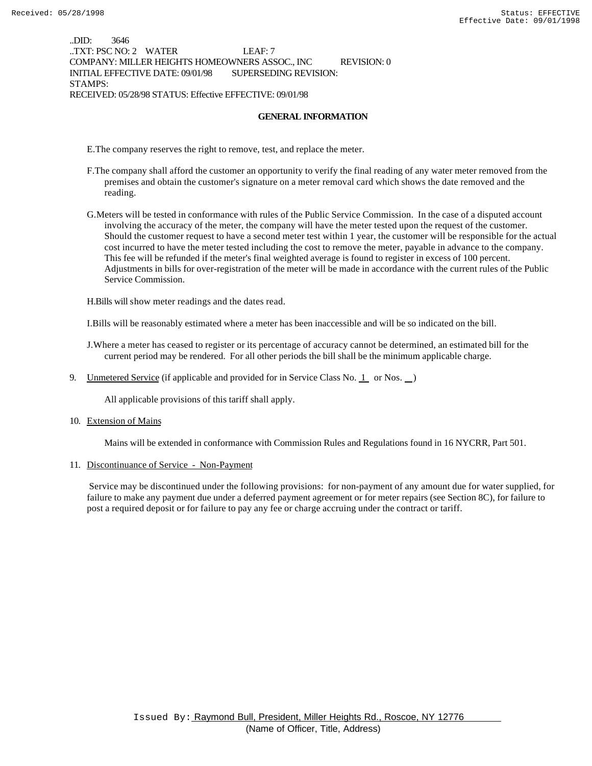..DID: 3646
..TXT: PSC NO: 2 WATER LEAF: 7
COMPANY: MILLER HEIGHTS HOMEOWNERS ASSOC., INC REVISION: 0
INITIAL EFFECTIVE DATE: 09/01/98 SUPERSEDING REVISION:
STAMPS:
RECEIVED: 05/28/98 STATUS: Effective EFFECTIVE: 09/01/98

## GENERAL INFORMATION

E. The company reserves the right to remove, test, and replace the meter.

F. The company shall afford the customer an opportunity to verify the final reading of any water meter removed from the premises and obtain the customer's signature on a meter removal card which shows the date removed and the reading.

G. Meters will be tested in conformance with rules of the Public Service Commission. In the case of a disputed account involving the accuracy of the meter, the company will have the meter tested upon the request of the customer. Should the customer request to have a second meter test within 1 year, the customer will be responsible for the actual cost incurred to have the meter tested including the cost to remove the meter, payable in advance to the company. This fee will be refunded if the meter's final weighted average is found to register in excess of 100 percent. Adjustments in bills for over-registration of the meter will be made in accordance with the current rules of the Public Service Commission.

H. Bills will show meter readings and the dates read.

I. Bills will be reasonably estimated where a meter has been inaccessible and will be so indicated on the bill.

J. Where a meter has ceased to register or its percentage of accuracy cannot be determined, an estimated bill for the current period may be rendered. For all other periods the bill shall be the minimum applicable charge.

9. Unmetered Service (if applicable and provided for in Service Class No. 1 or Nos. __ )

   All applicable provisions of this tariff shall apply.

10. Extension of Mains

    Mains will be extended in conformance with Commission Rules and Regulations found in 16 NYCRR, Part 501.

11. Discontinuance of Service - Non-Payment

Service may be discontinued under the following provisions: for non-payment of any amount due for water supplied, for failure to make any payment due under a deferred payment agreement or for meter repairs (see Section 8C), for failure to post a required deposit or for failure to pay any fee or charge accruing under the contract or tariff.

Issued By: Raymond Bull, President, Miller Heights Rd., Roscoe, NY 12776
(Name of Officer, Title, Address)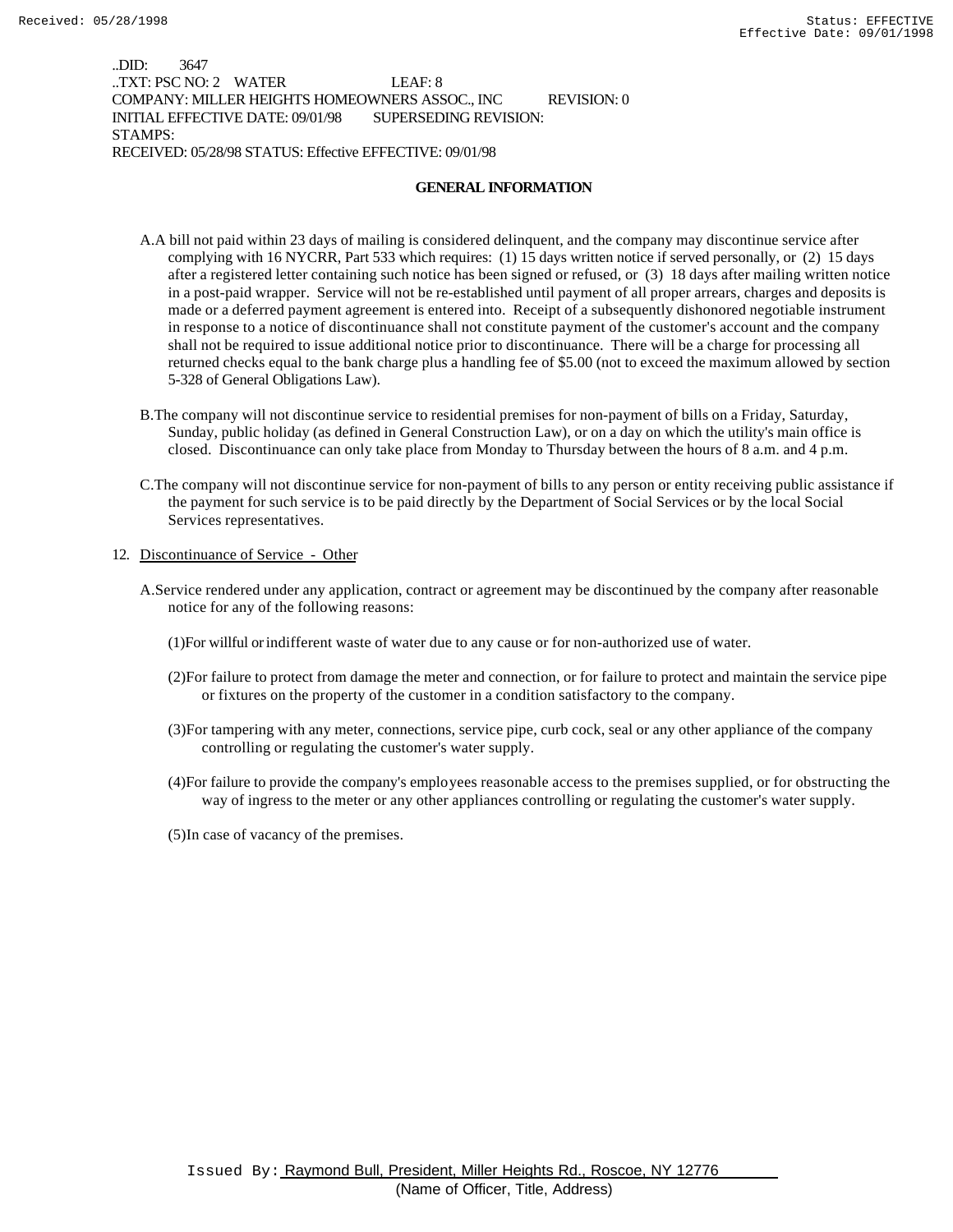..DID: 3647
..TXT: PSC NO: 2 WATER LEAF: 8
COMPANY: MILLER HEIGHTS HOMEOWNERS ASSOC., INC REVISION: 0
INITIAL EFFECTIVE DATE: 09/01/98 SUPERSEDING REVISION:
STAMPS:
RECEIVED: 05/28/98 STATUS: Effective EFFECTIVE: 09/01/98

**GENERAL INFORMATION**

A. A bill not paid within 23 days of mailing is considered delinquent, and the company may discontinue service after complying with 16 NYCRR, Part 533 which requires: (1) 15 days written notice if served personally, or (2) 15 days after a registered letter containing such notice has been signed or refused, or (3) 18 days after mailing written notice in a post-paid wrapper. Service will not be re-established until payment of all proper arrears, charges and deposits is made or a deferred payment agreement is entered into. Receipt of a subsequently dishonored negotiable instrument in response to a notice of discontinuance shall not constitute payment of the customer's account and the company shall not be required to issue additional notice prior to discontinuance. There will be a charge for processing all returned checks equal to the bank charge plus a handling fee of $5.00 (not to exceed the maximum allowed by section 5-328 of General Obligations Law).

B. The company will not discontinue service to residential premises for non-payment of bills on a Friday, Saturday, Sunday, public holiday (as defined in General Construction Law), or on a day on which the utility's main office is closed. Discontinuance can only take place from Monday to Thursday between the hours of 8 a.m. and 4 p.m.

C. The company will not discontinue service for non-payment of bills to any person or entity receiving public assistance if the payment for such service is to be paid directly by the Department of Social Services or by the local Social Services representatives.

12. Discontinuance of Service - Other

A. Service rendered under any application, contract or agreement may be discontinued by the company after reasonable notice for any of the following reasons:

(1) For willful or indifferent waste of water due to any cause or for non-authorized use of water.

(2) For failure to protect from damage the meter and connection, or for failure to protect and maintain the service pipe or fixtures on the property of the customer in a condition satisfactory to the company.

(3) For tampering with any meter, connections, service pipe, curb cock, seal or any other appliance of the company controlling or regulating the customer's water supply.

(4) For failure to provide the company's employees reasonable access to the premises supplied, or for obstructing the way of ingress to the meter or any other appliances controlling or regulating the customer's water supply.

(5) In case of vacancy of the premises.

Issued By: Raymond Bull, President, Miller Heights Rd., Roscoe, NY 12776
(Name of Officer, Title, Address)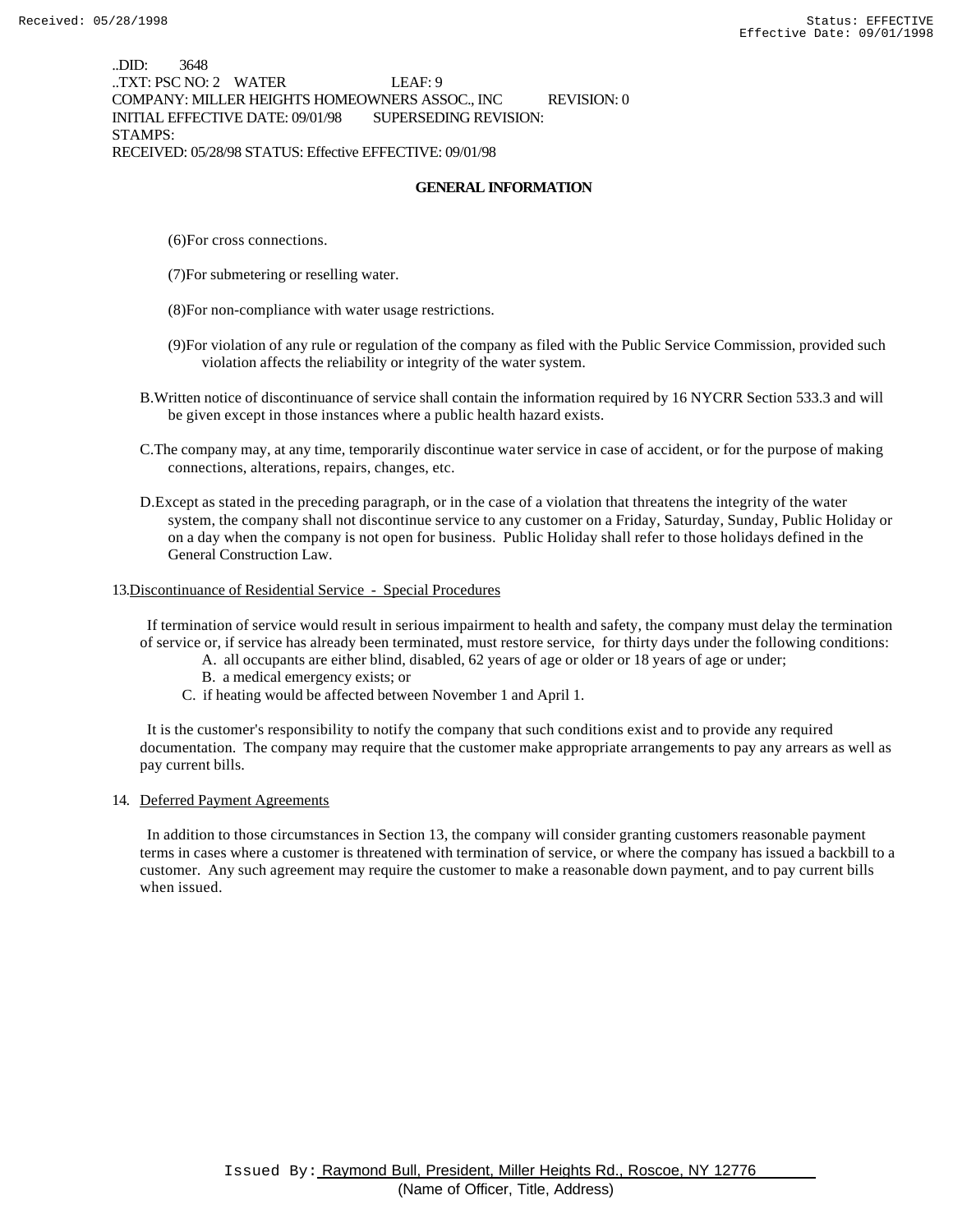..DID: 3648
..TXT: PSC NO: 2 WATER LEAF: 9
COMPANY: MILLER HEIGHTS HOMEOWNERS ASSOC., INC REVISION: 0
INITIAL EFFECTIVE DATE: 09/01/98 SUPERSEDING REVISION:
STAMPS:
RECEIVED: 05/28/98 STATUS: Effective EFFECTIVE: 09/01/98

**GENERAL INFORMATION**

(6)For cross connections.

(7)For submetering or reselling water.

(8)For non-compliance with water usage restrictions.

(9)For violation of any rule or regulation of the company as filed with the Public Service Commission, provided such violation affects the reliability or integrity of the water system.

B.Written notice of discontinuance of service shall contain the information required by 16 NYCRR Section 533.3 and will be given except in those instances where a public health hazard exists.

C.The company may, at any time, temporarily discontinue water service in case of accident, or for the purpose of making connections, alterations, repairs, changes, etc.

D.Except as stated in the preceding paragraph, or in the case of a violation that threatens the integrity of the water system, the company shall not discontinue service to any customer on a Friday, Saturday, Sunday, Public Holiday or on a day when the company is not open for business. Public Holiday shall refer to those holidays defined in the General Construction Law.

13. Discontinuance of Residential Service - Special Procedures

If termination of service would result in serious impairment to health and safety, the company must delay the termination of service or, if service has already been terminated, must restore service, for thirty days under the following conditions:

A. all occupants are either blind, disabled, 62 years of age or older or 18 years of age or under;
B. a medical emergency exists; or
C. if heating would be affected between November 1 and April 1.

It is the customer's responsibility to notify the company that such conditions exist and to provide any required documentation. The company may require that the customer make appropriate arrangements to pay any arrears as well as pay current bills.

14. Deferred Payment Agreements

In addition to those circumstances in Section 13, the company will consider granting customers reasonable payment terms in cases where a customer is threatened with termination of service, or where the company has issued a backbill to a customer. Any such agreement may require the customer to make a reasonable down payment, and to pay current bills when issued.

Issued By: Raymond Bull, President, Miller Heights Rd., Roscoe, NY 12776
(Name of Officer, Title, Address)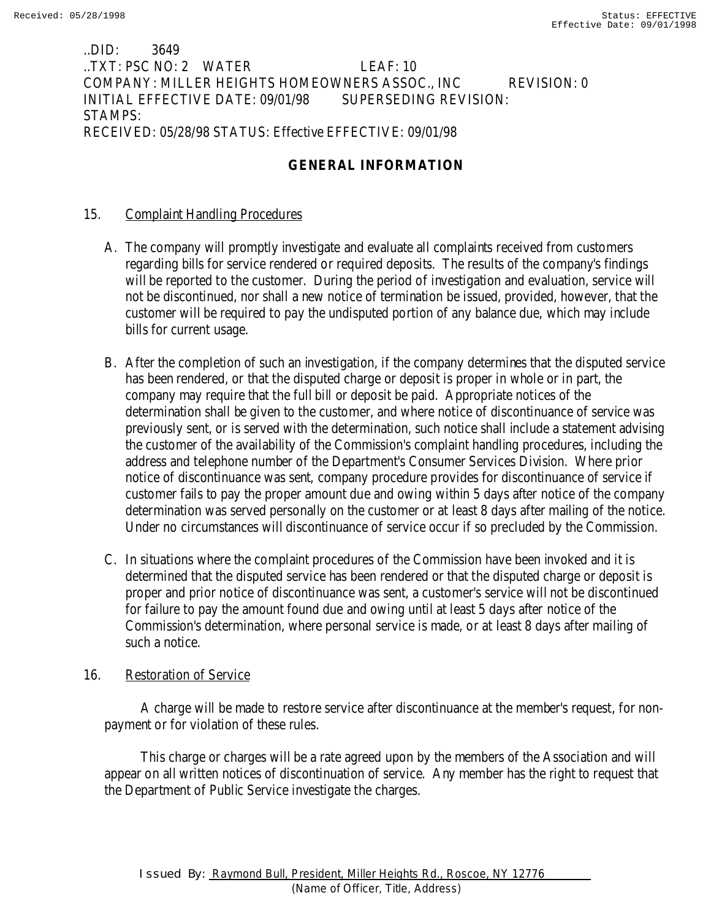..DID: 3649
..TXT: PSC NO: 2 WATER LEAF: 10
COMPANY: MILLER HEIGHTS HOMEOWNERS ASSOC., INC REVISION: 0
INITIAL EFFECTIVE DATE: 09/01/98 SUPERSEDING REVISION:
STAMPS:
RECEIVED: 05/28/98 STATUS: Effective EFFECTIVE: 09/01/98

## GENERAL INFORMATION

15. Complaint Handling Procedures

A. The company will promptly investigate and evaluate all complaints received from customers regarding bills for service rendered or required deposits. The results of the company's findings will be reported to the customer. During the period of investigation and evaluation, service will not be discontinued, nor shall a new notice of termination be issued, provided, however, that the customer will be required to pay the undisputed portion of any balance due, which may include bills for current usage.

B. After the completion of such an investigation, if the company determines that the disputed service has been rendered, or that the disputed charge or deposit is proper in whole or in part, the company may require that the full bill or deposit be paid. Appropriate notices of the determination shall be given to the customer, and where notice of discontinuance of service was previously sent, or is served with the determination, such notice shall include a statement advising the customer of the availability of the Commission's complaint handling procedures, including the address and telephone number of the Department's Consumer Services Division. Where prior notice of discontinuance was sent, company procedure provides for discontinuance of service if customer fails to pay the proper amount due and owing within 5 days after notice of the company determination was served personally on the customer or at least 8 days after mailing of the notice. Under no circumstances will discontinuance of service occur if so precluded by the Commission.

C. In situations where the complaint procedures of the Commission have been invoked and it is determined that the disputed service has been rendered or that the disputed charge or deposit is proper and prior notice of discontinuance was sent, a customer's service will not be discontinued for failure to pay the amount found due and owing until at least 5 days after notice of the Commission's determination, where personal service is made, or at least 8 days after mailing of such a notice.

16. Restoration of Service

A charge will be made to restore service after discontinuance at the member's request, for non-payment or for violation of these rules.

This charge or charges will be a rate agreed upon by the members of the Association and will appear on all written notices of discontinuation of service. Any member has the right to request that the Department of Public Service investigate the charges.

Issued By: Raymond Bull, President, Miller Heights Rd., Roscoe, NY 12776
(Name of Officer, Title, Address)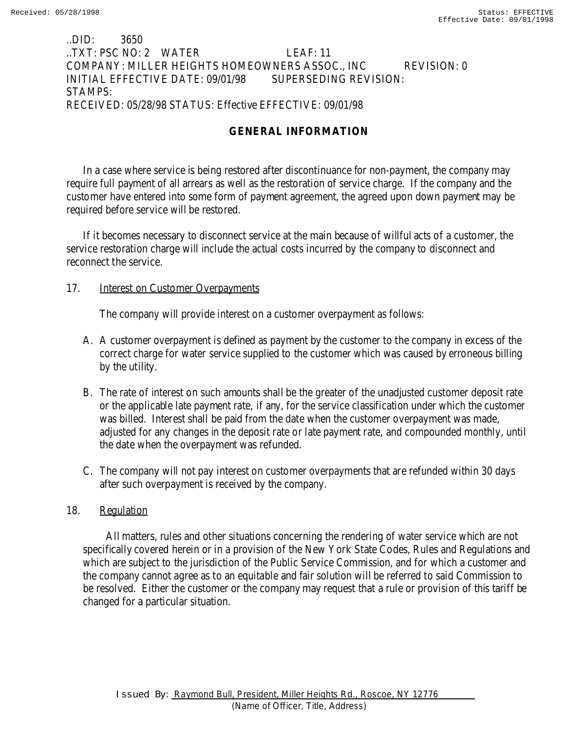..DID: 3650
..TXT: PSC NO: 2 WATER LEAF: 11
COMPANY: MILLER HEIGHTS HOMEOWNERS ASSOC., INC REVISION: 0
INITIAL EFFECTIVE DATE: 09/01/98 SUPERSEDING REVISION:
STAMPS:
RECEIVED: 05/28/98 STATUS: Effective EFFECTIVE: 09/01/98

## GENERAL INFORMATION

In a case where service is being restored after discontinuance for non-payment, the company may require full payment of all arrears as well as the restoration of service charge. If the company and the customer have entered into some form of payment agreement, the agreed upon down payment may be required before service will be restored.

If it becomes necessary to disconnect service at the main because of willful acts of a customer, the service restoration charge will include the actual costs incurred by the company to disconnect and reconnect the service.

17. Interest on Customer Overpayments

The company will provide interest on a customer overpayment as follows:

A. A customer overpayment is defined as payment by the customer to the company in excess of the correct charge for water service supplied to the customer which was caused by erroneous billing by the utility.

B. The rate of interest on such amounts shall be the greater of the unadjusted customer deposit rate or the applicable late payment rate, if any, for the service classification under which the customer was billed. Interest shall be paid from the date when the customer overpayment was made, adjusted for any changes in the deposit rate or late payment rate, and compounded monthly, until the date when the overpayment was refunded.

C. The company will not pay interest on customer overpayments that are refunded within 30 days after such overpayment is received by the company.

18. Regulation

All matters, rules and other situations concerning the rendering of water service which are not specifically covered herein or in a provision of the New York State Codes, Rules and Regulations and which are subject to the jurisdiction of the Public Service Commission, and for which a customer and the company cannot agree as to an equitable and fair solution will be referred to said Commission to be resolved. Either the customer or the company may request that a rule or provision of this tariff be changed for a particular situation.

Issued By: Raymond Bull, President, Miller Heights Rd., Roscoe, NY 12776
(Name of Officer, Title, Address)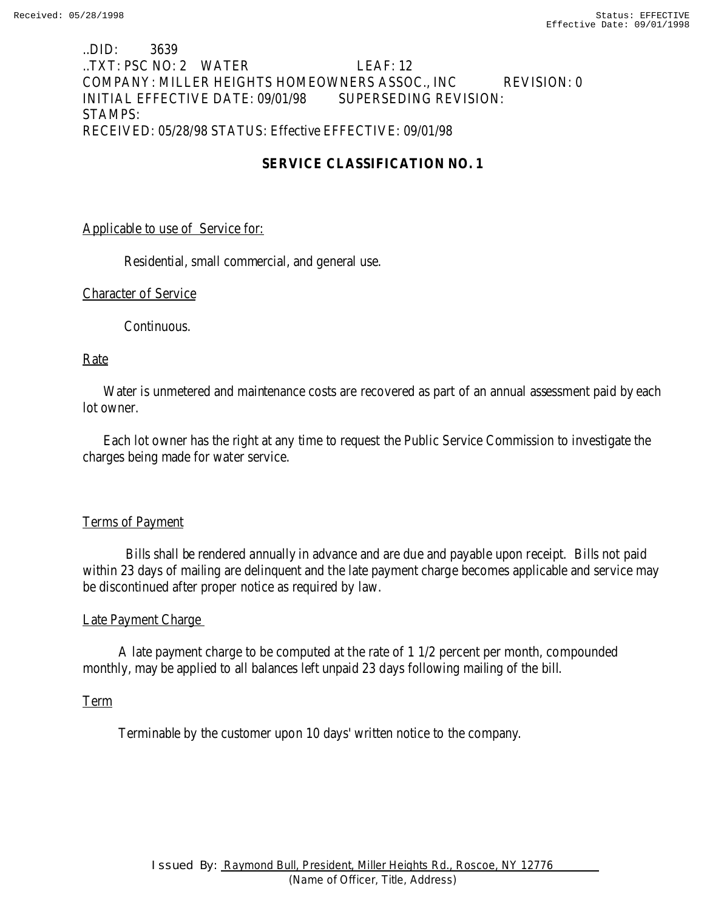..DID: 3639
..TXT: PSC NO: 2 WATER LEAF: 12
COMPANY: MILLER HEIGHTS HOMEOWNERS ASSOC., INC REVISION: 0
INITIAL EFFECTIVE DATE: 09/01/98 SUPERSEDING REVISION:
STAMPS:
RECEIVED: 05/28/98 STATUS: Effective EFFECTIVE: 09/01/98

## SERVICE CLASSIFICATION NO. 1

Applicable to use of Service for:

Residential, small commercial, and general use.

Character of Service

Continuous.

Rate

Water is unmetered and maintenance costs are recovered as part of an annual assessment paid by each lot owner.

Each lot owner has the right at any time to request the Public Service Commission to investigate the charges being made for water service.

Terms of Payment

Bills shall be rendered annually in advance and are due and payable upon receipt. Bills not paid within 23 days of mailing are delinquent and the late payment charge becomes applicable and service may be discontinued after proper notice as required by law.

Late Payment Charge

A late payment charge to be computed at the rate of 1 1/2 percent per month, compounded monthly, may be applied to all balances left unpaid 23 days following mailing of the bill.

Term

Terminable by the customer upon 10 days' written notice to the company.

Issued By: Raymond Bull, President, Miller Heights Rd., Roscoe, NY 12776
(Name of Officer, Title, Address)